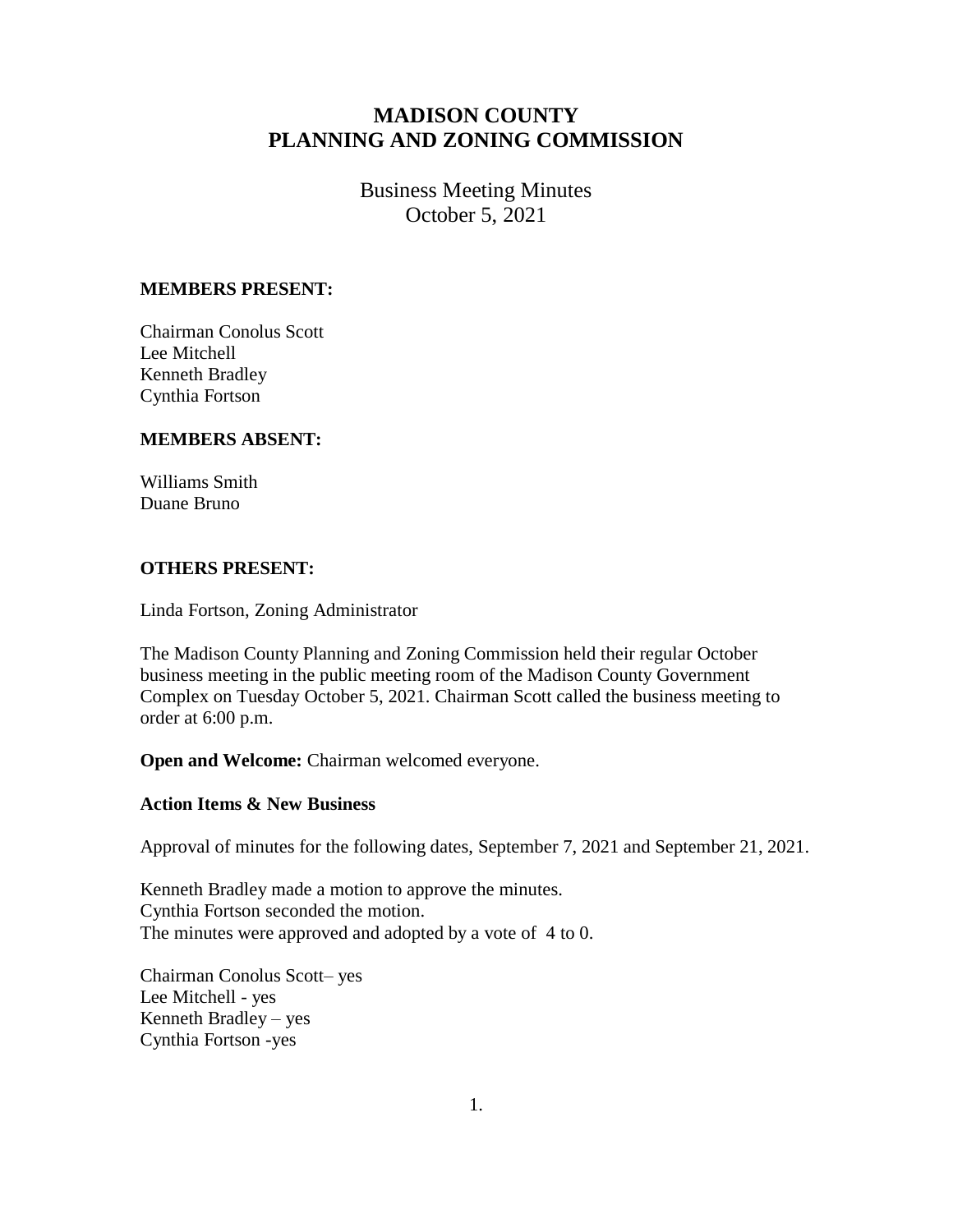# MADISON COUNTY
# PLANNING AND ZONING COMMISSION

Business Meeting Minutes
October 5, 2021

**MEMBERS PRESENT:**

Chairman Conolus Scott
Lee Mitchell
Kenneth Bradley
Cynthia Fortson

**MEMBERS ABSENT:**

Williams Smith
Duane Bruno

**OTHERS PRESENT:**

Linda Fortson, Zoning Administrator

The Madison County Planning and Zoning Commission held their regular October business meeting in the public meeting room of the Madison County Government Complex on Tuesday October 5, 2021. Chairman Scott called the business meeting to order at 6:00 p.m.

**Open and Welcome:** Chairman welcomed everyone.

**Action Items & New Business**

Approval of minutes for the following dates, September 7, 2021 and September 21, 2021.

Kenneth Bradley made a motion to approve the minutes.
Cynthia Fortson seconded the motion.
The minutes were approved and adopted by a vote of 4 to 0.

Chairman Conolus Scott– yes
Lee Mitchell - yes
Kenneth Bradley – yes
Cynthia Fortson -yes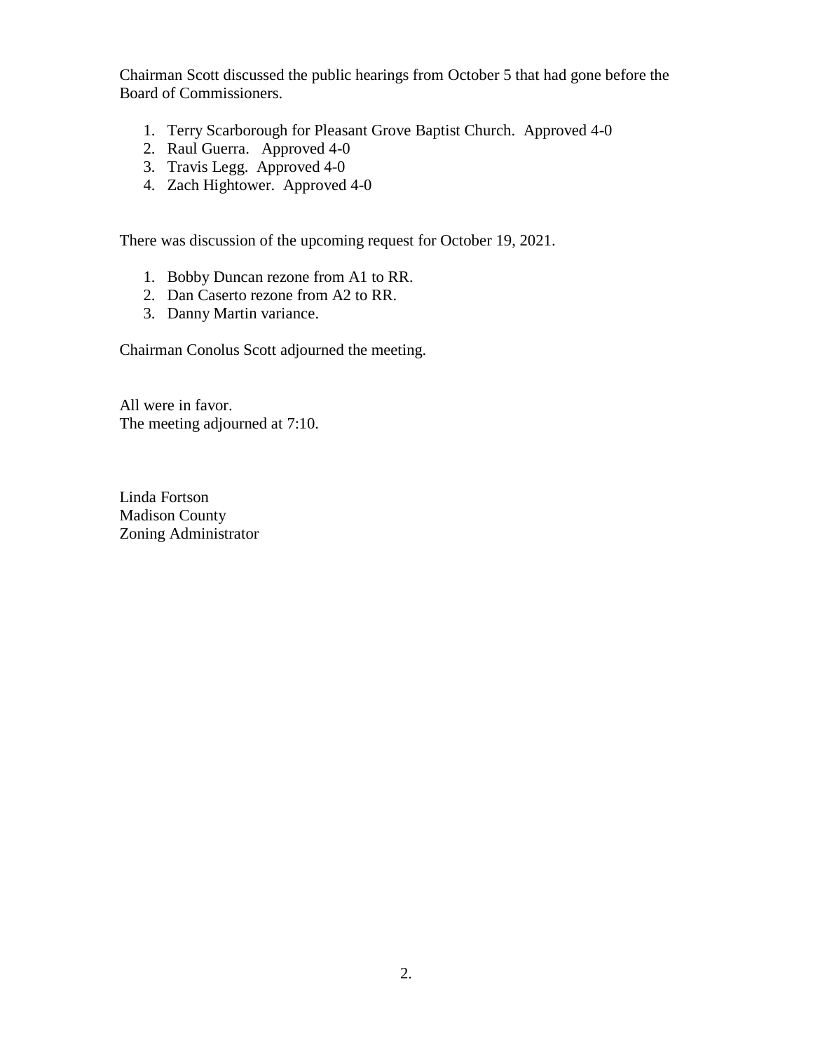Chairman Scott discussed the public hearings from October 5 that had gone before the Board of Commissioners.

1. Terry Scarborough for Pleasant Grove Baptist Church. Approved 4-0
2. Raul Guerra. Approved 4-0
3. Travis Legg. Approved 4-0
4. Zach Hightower. Approved 4-0

There was discussion of the upcoming request for October 19, 2021.

1. Bobby Duncan rezone from A1 to RR.
2. Dan Caserto rezone from A2 to RR.
3. Danny Martin variance.

Chairman Conolus Scott adjourned the meeting.

All were in favor.
The meeting adjourned at 7:10.

Linda Fortson
Madison County
Zoning Administrator